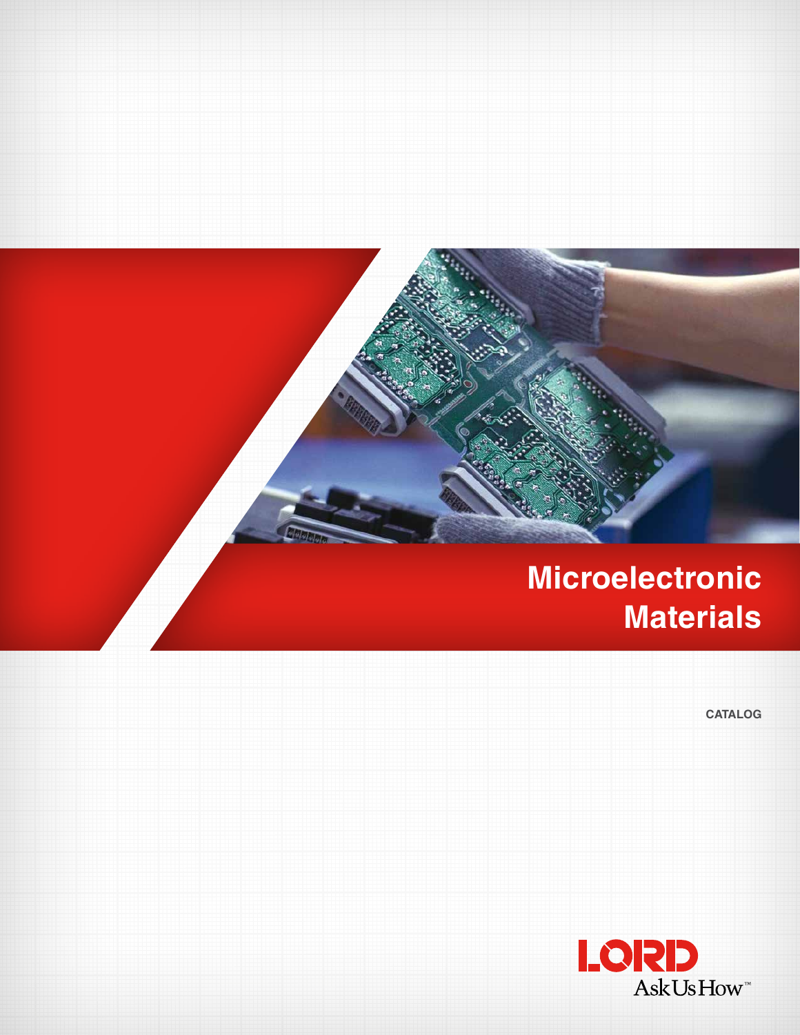# Microelectronic Materials

CATALOG

LORD

Ask Us How™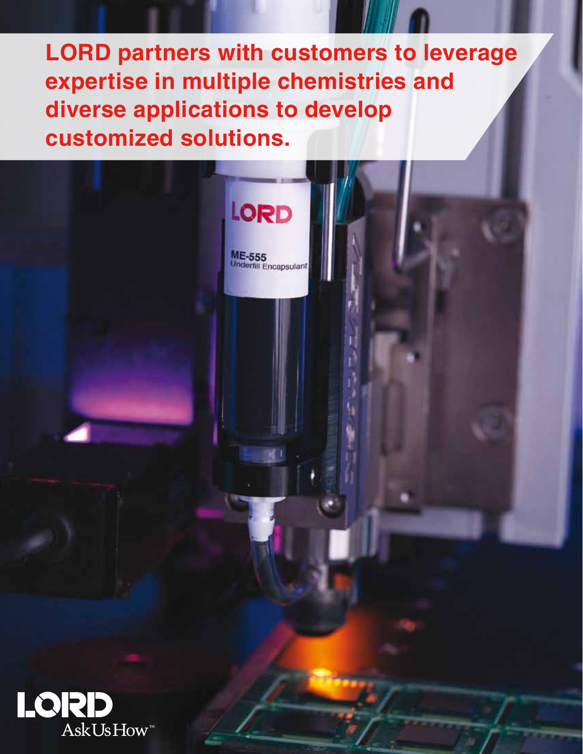**LORD partners with customers to leverage expertise in multiple chemistries and diverse applications to develop customized solutions.**

LORD

Ask Us How™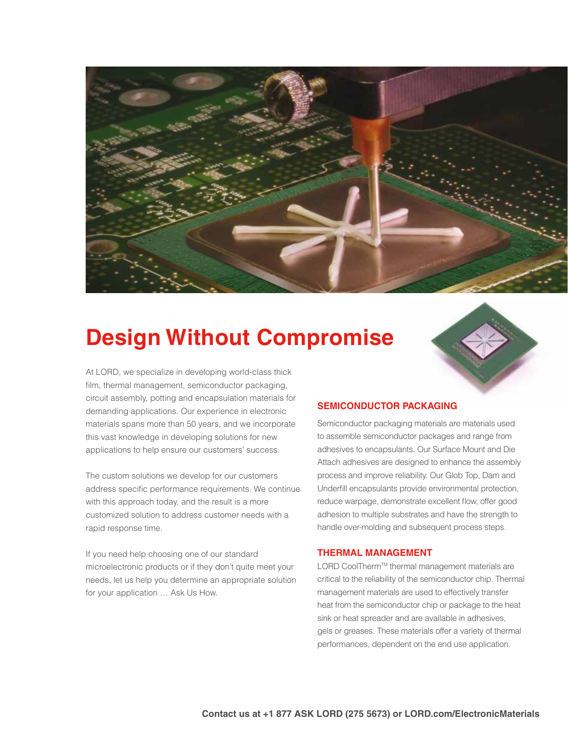# Design Without Compromise

At LORD, we specialize in developing world-class thick film, thermal management, semiconductor packaging, circuit assembly, potting and encapsulation materials for demanding applications. Our experience in electronic materials spans more than 50 years, and we incorporate this vast knowledge in developing solutions for new applications to help ensure our customers' success.

The custom solutions we develop for our customers address specific performance requirements. We continue with this approach today, and the result is a more customized solution to address customer needs with a rapid response time.

If you need help choosing one of our standard microelectronic products or if they don't quite meet your needs, let us help you determine an appropriate solution for your application … Ask Us How.

## SEMICONDUCTOR PACKAGING

Semiconductor packaging materials are materials used to assemble semiconductor packages and range from adhesives to encapsulants. Our Surface Mount and Die Attach adhesives are designed to enhance the assembly process and improve reliability. Our Glob Top, Dam and Underfill encapsulants provide environmental protection, reduce warpage, demonstrate excellent flow, offer good adhesion to multiple substrates and have the strength to handle over-molding and subsequent process steps.

## THERMAL MANAGEMENT

LORD CoolTherm™ thermal management materials are critical to the reliability of the semiconductor chip. Thermal management materials are used to effectively transfer heat from the semiconductor chip or package to the heat sink or heat spreader and are available in adhesives, gels or greases. These materials offer a variety of thermal performances, dependent on the end use application.

**Contact us at +1 877 ASK LORD (275 5673) or LORD.com/ElectronicMaterials**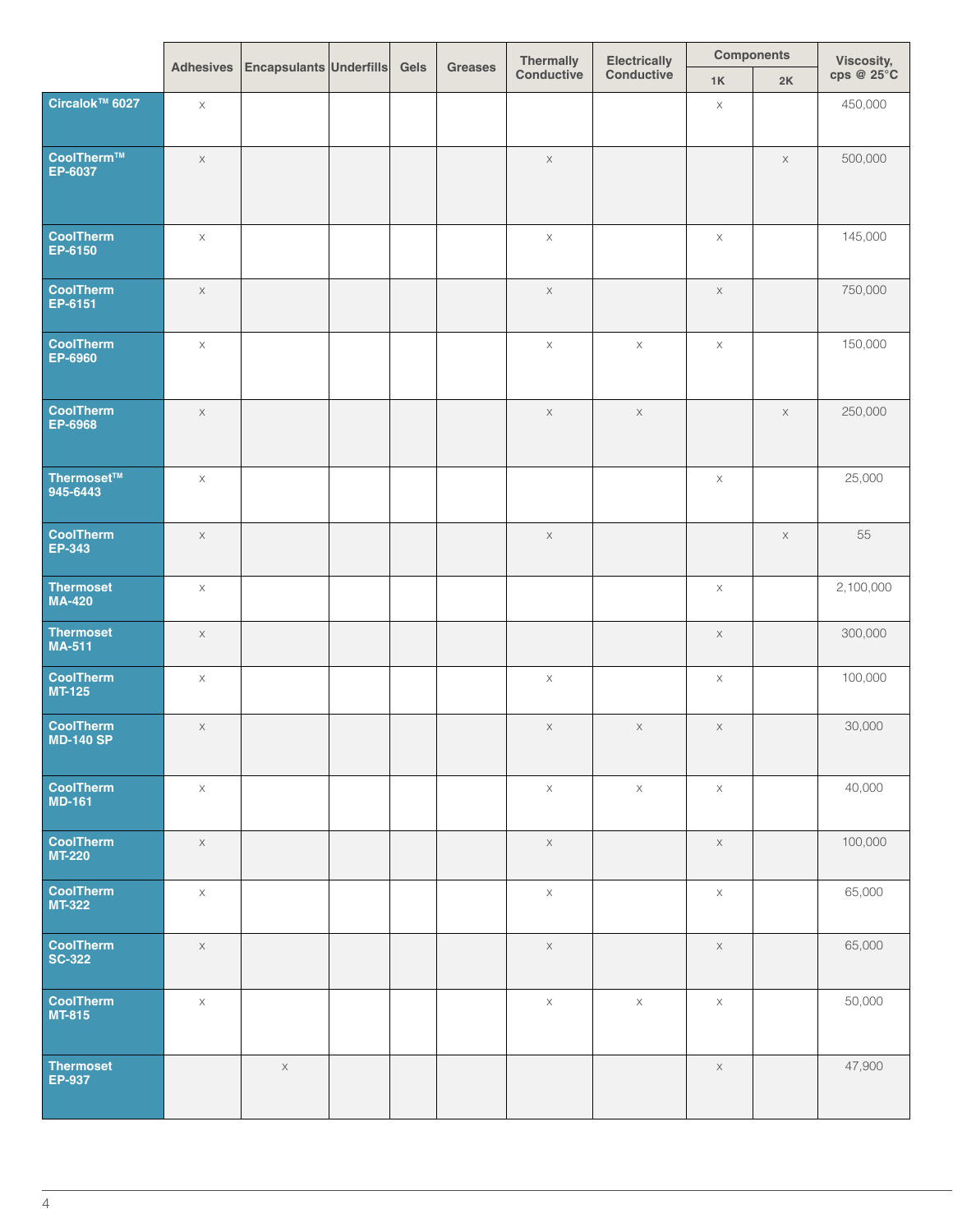| | Adhesives | Encapsulants | Underfills | Gels | Greases | Thermally Conductive | Electrically Conductive | Components | | Viscosity, cps @ 25°C |
|---|---|---|---|---|---|---|---|---|---|---|
| | | | | | | | | 1K | 2K | |
| **Circalok™ 6027** | x | | | | | | | x | | 450,000 |
| **CoolTherm™ EP-6037** | x | | | | | x | | | x | 500,000 |
| **CoolTherm EP-6150** | x | | | | | x | | x | | 145,000 |
| **CoolTherm EP-6151** | x | | | | | x | | x | | 750,000 |
| **CoolTherm EP-6960** | x | | | | | x | x | x | | 150,000 |
| **CoolTherm EP-6968** | x | | | | | x | x | | x | 250,000 |
| **Thermoset™ 945-6443** | x | | | | | | | x | | 25,000 |
| **CoolTherm EP-343** | x | | | | | x | | | x | 55 |
| **Thermoset MA-420** | x | | | | | | | x | | 2,100,000 |
| **Thermoset MA-511** | x | | | | | | | x | | 300,000 |
| **CoolTherm MT-125** | x | | | | | x | | x | | 100,000 |
| **CoolTherm MD-140 SP** | x | | | | | x | x | x | | 30,000 |
| **CoolTherm MD-161** | x | | | | | x | x | x | | 40,000 |
| **CoolTherm MT-220** | x | | | | | x | | x | | 100,000 |
| **CoolTherm MT-322** | x | | | | | x | | x | | 65,000 |
| **CoolTherm SC-322** | x | | | | | x | | x | | 65,000 |
| **CoolTherm MT-815** | x | | | | | x | x | x | | 50,000 |
| **Thermoset EP-937** | | x | | | | | | x | | 47,900 |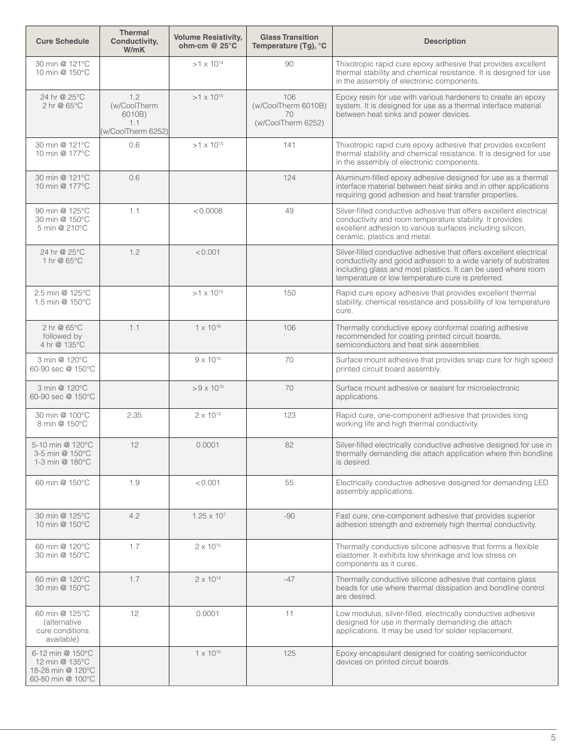| Cure Schedule | Thermal Conductivity, W/mK | Volume Resistivity, ohm-cm @ 25°C | Glass Transition Temperature (Tg), °C | Description |
|---|---|---|---|---|
| 30 min @ 121°C<br>10 min @ 150°C | | $>1 \times 10^{14}$ | 90 | Thixotropic rapid cure epoxy adhesive that provides excellent thermal stability and chemical resistance. It is designed for use in the assembly of electronic components. |
| 24 hr @ 25°C<br>2 hr @ 65°C | 1.2 (w/CoolTherm 6010B)<br>1.1 (w/CoolTherm 6252) | $>1 \times 10^{15}$ | 106 (w/CoolTherm 6010B)<br>70 (w/CoolTherm 6252) | Epoxy resin for use with various hardeners to create an epoxy system. It is designed for use as a thermal interface material between heat sinks and power devices. |
| 30 min @ 121°C<br>10 min @ 177°C | 0.6 | $>1 \times 10^{15}$ | 141 | Thixotropic rapid cure epoxy adhesive that provides excellent thermal stability and chemical resistance. It is designed for use in the assembly of electronic components. |
| 30 min @ 121°C<br>10 min @ 177°C | 0.6 | | 124 | Aluminum-filled epoxy adhesive designed for use as a thermal interface material between heat sinks and in other applications requiring good adhesion and heat transfer properties. |
| 90 min @ 125°C<br>30 min @ 150°C<br>5 min @ 210°C | 1.1 | <0.0008 | 49 | Silver-filled conductive adhesive that offers excellent electrical conductivity and room temperature stability. It provides excellent adhesion to various surfaces including silicon, ceramic, plastics and metal. |
| 24 hr @ 25°C<br>1 hr @ 65°C | 1.2 | <0.001 | | Silver-filled conductive adhesive that offers excellent electrical conductivity and good adhesion to a wide variety of substrates including glass and most plastics. It can be used where room temperature or low temperature cure is preferred. |
| 2.5 min @ 125°C<br>1.5 min @ 150°C | | $>1 \times 10^{15}$ | 150 | Rapid cure epoxy adhesive that provides excellent thermal stability, chemical resistance and possibility of low temperature cure. |
| 2 hr @ 65°C<br>followed by<br>4 hr @ 135°C | 1.1 | $1 \times 10^{16}$ | 106 | Thermally conductive epoxy conformal coating adhesive recommended for coating printed circuit boards, semiconductors and heat sink assemblies. |
| 3 min @ 120°C<br>60-90 sec @ 150°C | | $9 \times 10^{15}$ | 70 | Surface mount adhesive that provides snap cure for high speed printed circuit board assembly. |
| 3 min @ 120°C<br>60-90 sec @ 150°C | | $>9 \times 10^{15}$ | 70 | Surface mount adhesive or sealant for microelectronic applications. |
| 30 min @ 100°C<br>8 min @ 150°C | 2.35 | $2 \times 10^{13}$ | 123 | Rapid cure, one-component adhesive that provides long working life and high thermal conductivity. |
| 5-10 min @ 120°C<br>3-5 min @ 150°C<br>1-3 min @ 180°C | 12 | 0.0001 | 82 | Silver-filled electrically conductive adhesive designed for use in thermally demanding die attach application where thin bondline is desired. |
| 60 min @ 150°C | 1.9 | <0.001 | 55 | Electrically conductive adhesive designed for demanding LED assembly applications. |
| 30 min @ 125°C<br>10 min @ 150°C | 4.2 | $1.25 \times 10^{7}$ | -90 | Fast cure, one-component adhesive that provides superior adhesion strength and extremely high thermal conductivity. |
| 60 min @ 120°C<br>30 min @ 150°C | 1.7 | $2 \times 10^{15}$ | | Thermally conductive silicone adhesive that forms a flexible elastomer. It exhibits low shrinkage and low stress on components as it cures. |
| 60 min @ 120°C<br>30 min @ 150°C | 1.7 | $2 \times 10^{14}$ | -47 | Thermally conductive silicone adhesive that contains glass beads for use where thermal dissipation and bondline control are desired. |
| 60 min @ 125°C (alternative cure conditions available) | 12 | 0.0001 | 11 | Low modulus, silver-filled, electrically conductive adhesive designed for use in thermally demanding die attach applications. It may be used for solder replacement. |
| 6-12 min @ 150°C<br>12 min @ 135°C<br>18-28 min @ 120°C<br>60-80 min @ 100°C | | $1 \times 10^{15}$ | 125 | Epoxy encapsulant designed for coating semiconductor devices on printed circuit boards. |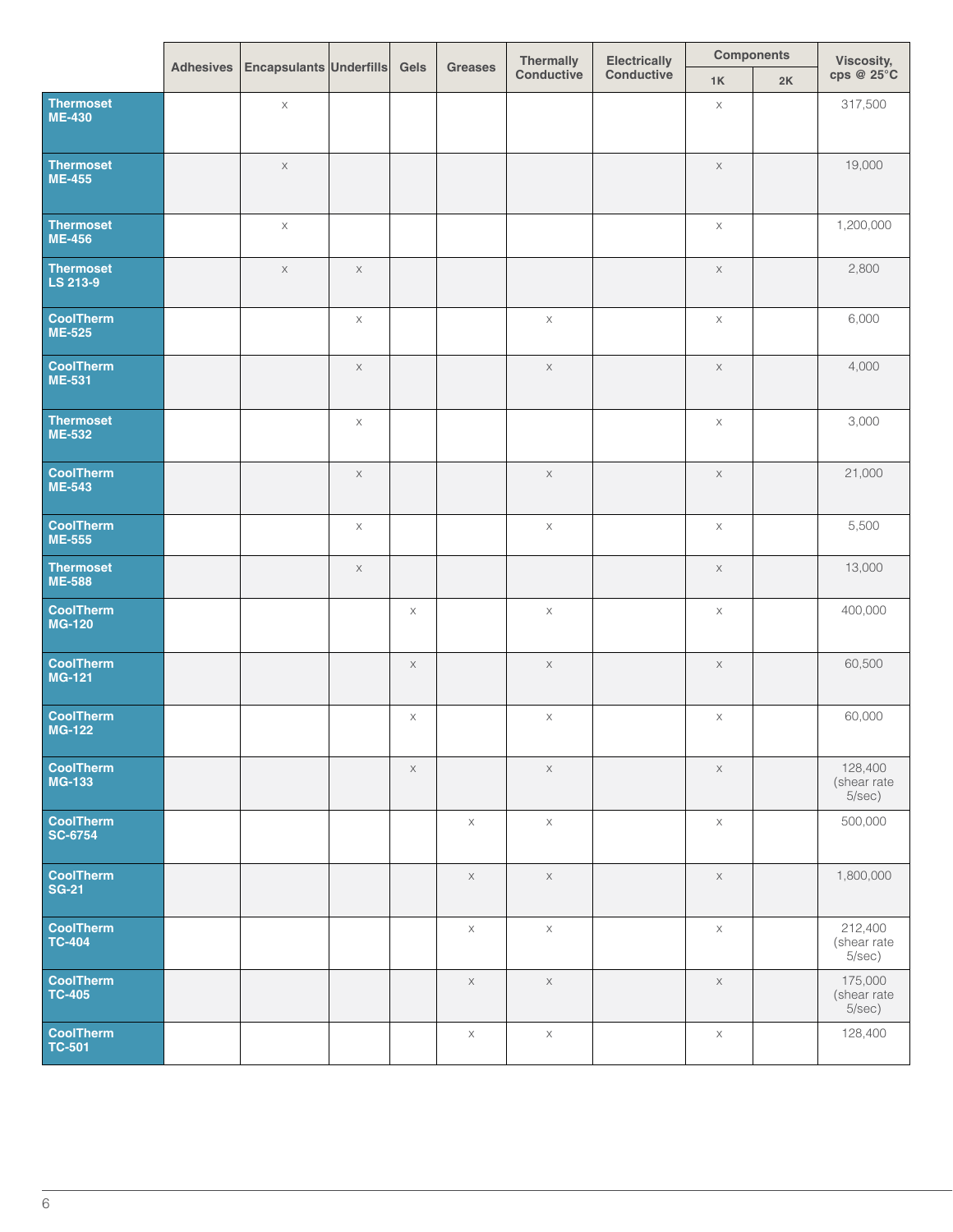| | Adhesives | Encapsulants | Underfills | Gels | Greases | Thermally Conductive | Electrically Conductive | Components | | Viscosity, cps @ 25°C |
|---|---|---|---|---|---|---|---|---|---|---|
| | | | | | | | | 1K | 2K | |
| **Thermoset ME-430** | | x | | | | | | x | | 317,500 |
| **Thermoset ME-455** | | x | | | | | | x | | 19,000 |
| **Thermoset ME-456** | | x | | | | | | x | | 1,200,000 |
| **Thermoset LS 213-9** | | x | x | | | | | x | | 2,800 |
| **CoolTherm ME-525** | | | x | | | x | | x | | 6,000 |
| **CoolTherm ME-531** | | | x | | | x | | x | | 4,000 |
| **Thermoset ME-532** | | | x | | | | | x | | 3,000 |
| **CoolTherm ME-543** | | | x | | | x | | x | | 21,000 |
| **CoolTherm ME-555** | | | x | | | x | | x | | 5,500 |
| **Thermoset ME-588** | | | x | | | | | x | | 13,000 |
| **CoolTherm MG-120** | | | | x | | x | | x | | 400,000 |
| **CoolTherm MG-121** | | | | x | | x | | x | | 60,500 |
| **CoolTherm MG-122** | | | | x | | x | | x | | 60,000 |
| **CoolTherm MG-133** | | | | x | | x | | x | | 128,400 (shear rate 5/sec) |
| **CoolTherm SC-6754** | | | | | x | x | | x | | 500,000 |
| **CoolTherm SG-21** | | | | | x | x | | x | | 1,800,000 |
| **CoolTherm TC-404** | | | | | x | x | | x | | 212,400 (shear rate 5/sec) |
| **CoolTherm TC-405** | | | | | x | x | | x | | 175,000 (shear rate 5/sec) |
| **CoolTherm TC-501** | | | | | x | x | | x | | 128,400 |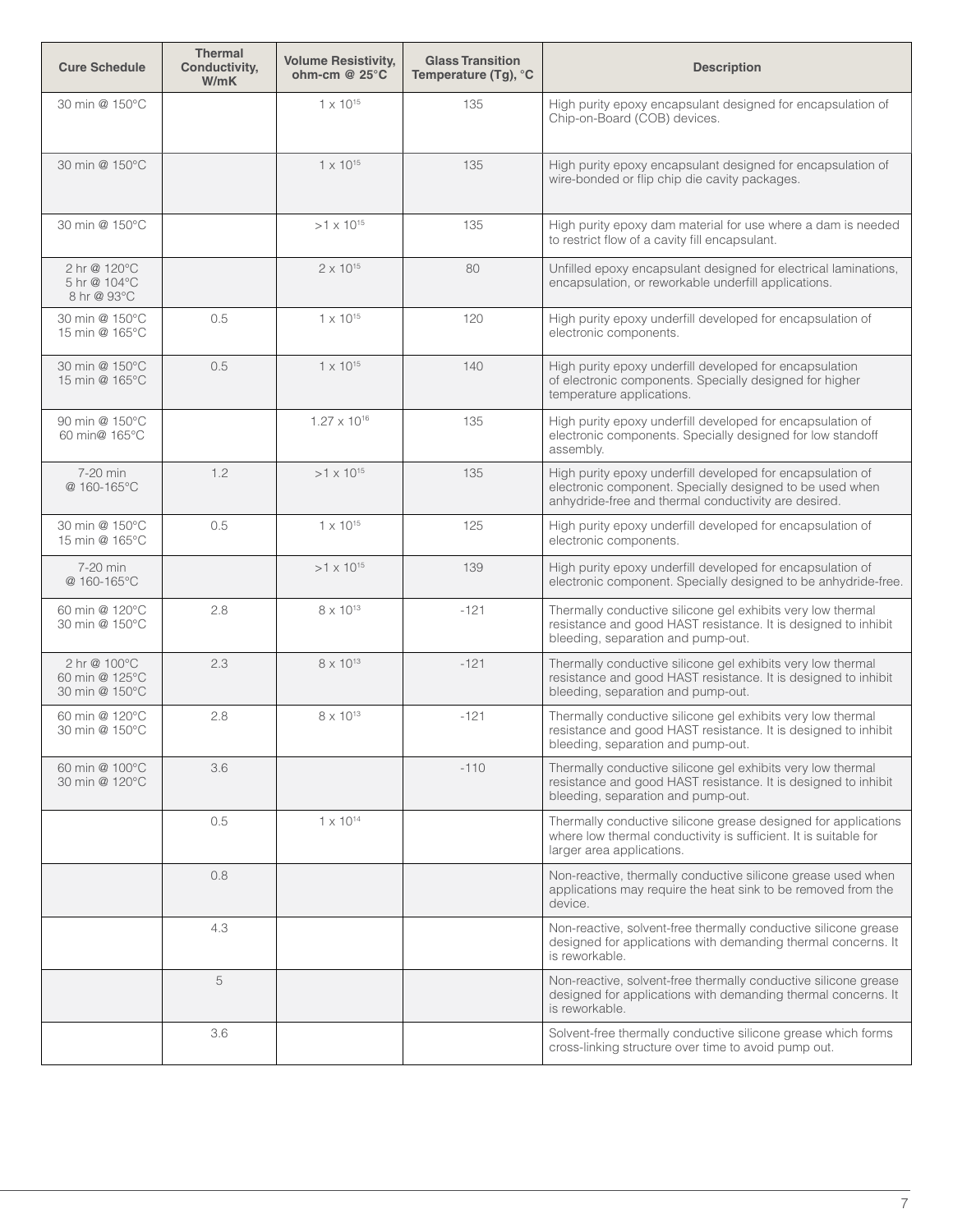| Cure Schedule | Thermal Conductivity, W/mK | Volume Resistivity, ohm-cm @ 25°C | Glass Transition Temperature (Tg), °C | Description |
|---|---|---|---|---|
| 30 min @ 150°C | | $1 \times 10^{15}$ | 135 | High purity epoxy encapsulant designed for encapsulation of Chip-on-Board (COB) devices. |
| 30 min @ 150°C | | $1 \times 10^{15}$ | 135 | High purity epoxy encapsulant designed for encapsulation of wire-bonded or flip chip die cavity packages. |
| 30 min @ 150°C | | $>1 \times 10^{15}$ | 135 | High purity epoxy dam material for use where a dam is needed to restrict flow of a cavity fill encapsulant. |
| 2 hr @ 120°C<br>5 hr @ 104°C<br>8 hr @ 93°C | | $2 \times 10^{15}$ | 80 | Unfilled epoxy encapsulant designed for electrical laminations, encapsulation, or reworkable underfill applications. |
| 30 min @ 150°C<br>15 min @ 165°C | 0.5 | $1 \times 10^{15}$ | 120 | High purity epoxy underfill developed for encapsulation of electronic components. |
| 30 min @ 150°C<br>15 min @ 165°C | 0.5 | $1 \times 10^{15}$ | 140 | High purity epoxy underfill developed for encapsulation of electronic components. Specially designed for higher temperature applications. |
| 90 min @ 150°C<br>60 min@ 165°C | | $1.27 \times 10^{16}$ | 135 | High purity epoxy underfill developed for encapsulation of electronic components. Specially designed for low standoff assembly. |
| 7-20 min<br>@ 160-165°C | 1.2 | $>1 \times 10^{15}$ | 135 | High purity epoxy underfill developed for encapsulation of electronic component. Specially designed to be used when anhydride-free and thermal conductivity are desired. |
| 30 min @ 150°C<br>15 min @ 165°C | 0.5 | $1 \times 10^{15}$ | 125 | High purity epoxy underfill developed for encapsulation of electronic components. |
| 7-20 min<br>@ 160-165°C | | $>1 \times 10^{15}$ | 139 | High purity epoxy underfill developed for encapsulation of electronic component. Specially designed to be anhydride-free. |
| 60 min @ 120°C<br>30 min @ 150°C | 2.8 | $8 \times 10^{13}$ | -121 | Thermally conductive silicone gel exhibits very low thermal resistance and good HAST resistance. It is designed to inhibit bleeding, separation and pump-out. |
| 2 hr @ 100°C<br>60 min @ 125°C<br>30 min @ 150°C | 2.3 | $8 \times 10^{13}$ | -121 | Thermally conductive silicone gel exhibits very low thermal resistance and good HAST resistance. It is designed to inhibit bleeding, separation and pump-out. |
| 60 min @ 120°C<br>30 min @ 150°C | 2.8 | $8 \times 10^{13}$ | -121 | Thermally conductive silicone gel exhibits very low thermal resistance and good HAST resistance. It is designed to inhibit bleeding, separation and pump-out. |
| 60 min @ 100°C<br>30 min @ 120°C | 3.6 | | -110 | Thermally conductive silicone gel exhibits very low thermal resistance and good HAST resistance. It is designed to inhibit bleeding, separation and pump-out. |
| | 0.5 | $1 \times 10^{14}$ | | Thermally conductive silicone grease designed for applications where low thermal conductivity is sufficient. It is suitable for larger area applications. |
| | 0.8 | | | Non-reactive, thermally conductive silicone grease used when applications may require the heat sink to be removed from the device. |
| | 4.3 | | | Non-reactive, solvent-free thermally conductive silicone grease designed for applications with demanding thermal concerns. It is reworkable. |
| | 5 | | | Non-reactive, solvent-free thermally conductive silicone grease designed for applications with demanding thermal concerns. It is reworkable. |
| | 3.6 | | | Solvent-free thermally conductive silicone grease which forms cross-linking structure over time to avoid pump out. |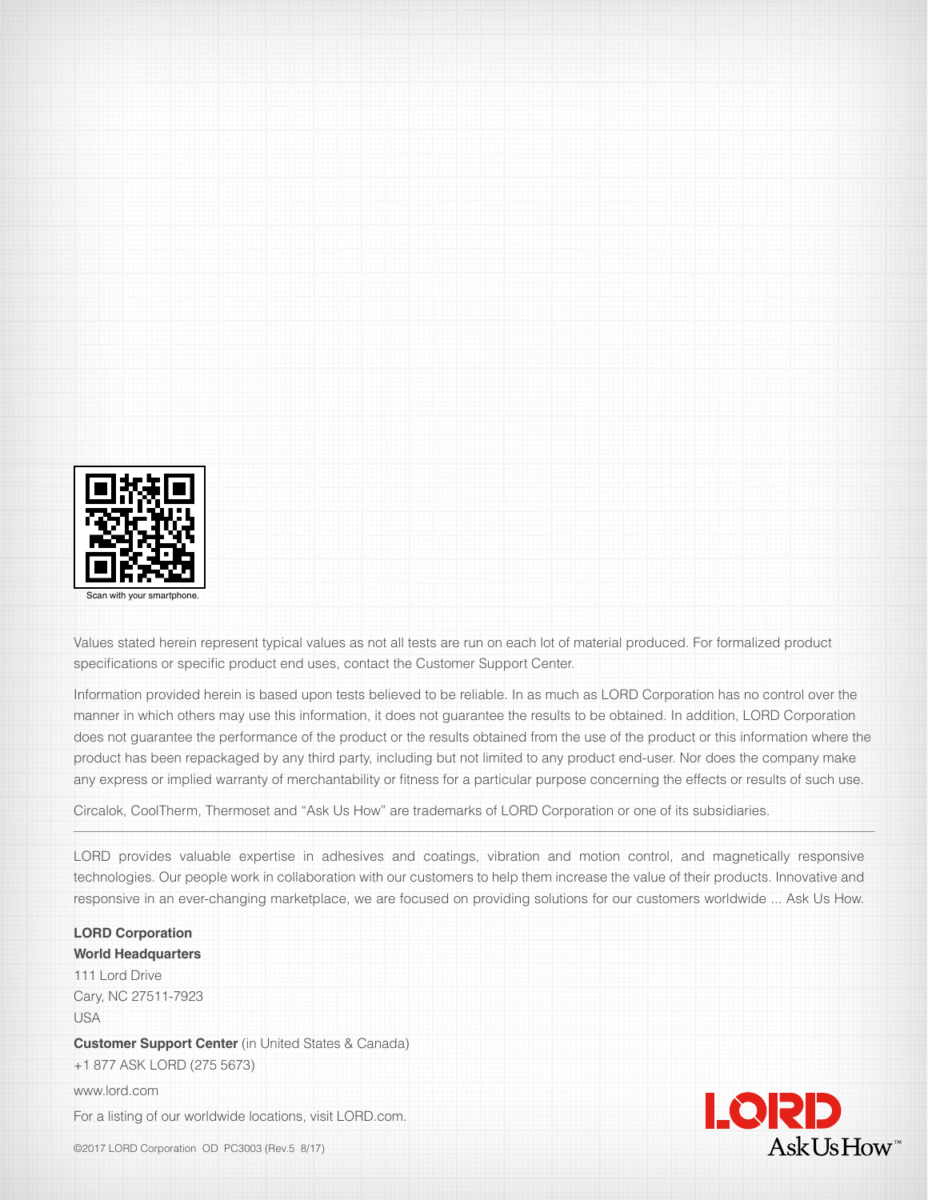Scan with your smartphone.

Values stated herein represent typical values as not all tests are run on each lot of material produced. For formalized product specifications or specific product end uses, contact the Customer Support Center.

Information provided herein is based upon tests believed to be reliable. In as much as LORD Corporation has no control over the manner in which others may use this information, it does not guarantee the results to be obtained. In addition, LORD Corporation does not guarantee the performance of the product or the results obtained from the use of the product or this information where the product has been repackaged by any third party, including but not limited to any product end-user. Nor does the company make any express or implied warranty of merchantability or fitness for a particular purpose concerning the effects or results of such use.

Circalok, CoolTherm, Thermoset and "Ask Us How" are trademarks of LORD Corporation or one of its subsidiaries.

---

LORD provides valuable expertise in adhesives and coatings, vibration and motion control, and magnetically responsive technologies. Our people work in collaboration with our customers to help them increase the value of their products. Innovative and responsive in an ever-changing marketplace, we are focused on providing solutions for our customers worldwide ... Ask Us How.

**LORD Corporation**
**World Headquarters**
111 Lord Drive
Cary, NC 27511-7923
USA

**Customer Support Center** (in United States & Canada)
+1 877 ASK LORD (275 5673)

www.lord.com

For a listing of our worldwide locations, visit LORD.com.

©2017 LORD Corporation OD PC3003 (Rev.5 8/17)

LORD
Ask Us How™